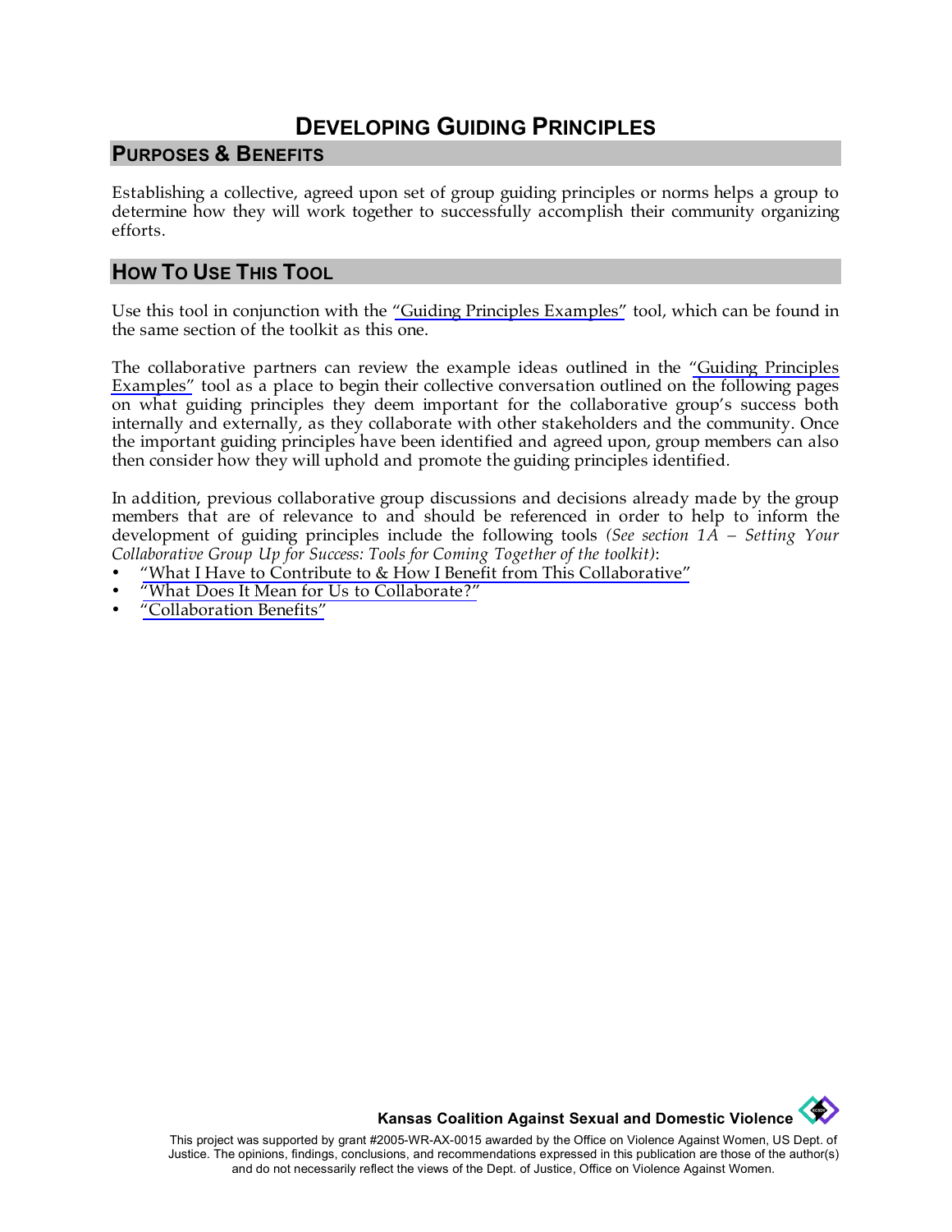# DEVELOPING GUIDING PRINCIPLES

## PURPOSES & BENEFITS

Establishing a collective, agreed upon set of group guiding principles or norms helps a group to determine how they will work together to successfully accomplish their community organizing efforts.

## HOW TO USE THIS TOOL

Use this tool in conjunction with the "Guiding Principles Examples" tool, which can be found in the same section of the toolkit as this one.

The collaborative partners can review the example ideas outlined in the "Guiding Principles Examples" tool as a place to begin their collective conversation outlined on the following pages on what guiding principles they deem important for the collaborative group's success both internally and externally, as they collaborate with other stakeholders and the community. Once the important guiding principles have been identified and agreed upon, group members can also then consider how they will uphold and promote the guiding principles identified.

In addition, previous collaborative group discussions and decisions already made by the group members that are of relevance to and should be referenced in order to help to inform the development of guiding principles include the following tools *(See section 1A – Setting Your Collaborative Group Up for Success: Tools for Coming Together of the toolkit)*:

- "What I Have to Contribute to & How I Benefit from This Collaborative"
- "What Does It Mean for Us to Collaborate?"
- "Collaboration Benefits"

**Kansas Coalition Against Sexual and Domestic Violence**

This project was supported by grant #2005-WR-AX-0015 awarded by the Office on Violence Against Women, US Dept. of Justice. The opinions, findings, conclusions, and recommendations expressed in this publication are those of the author(s) and do not necessarily reflect the views of the Dept. of Justice, Office on Violence Against Women.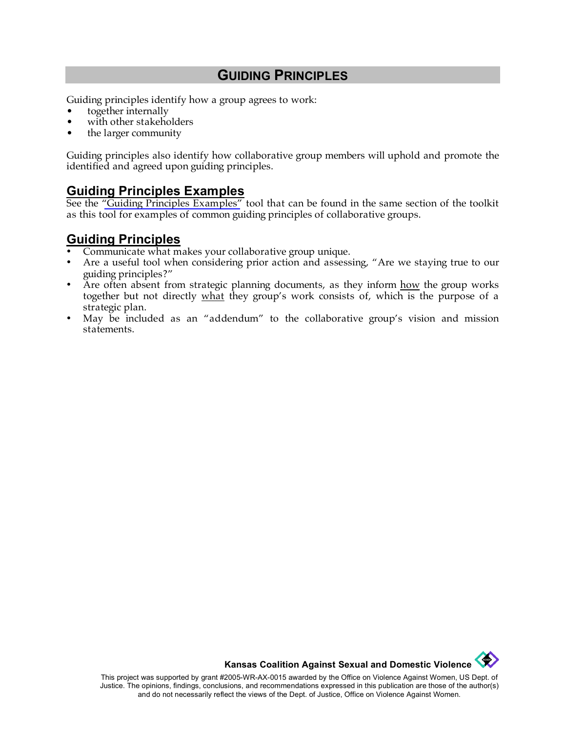# GUIDING PRINCIPLES

Guiding principles identify how a group agrees to work:

- together internally
- with other stakeholders
- the larger community

Guiding principles also identify how collaborative group members will uphold and promote the identified and agreed upon guiding principles.

## Guiding Principles Examples

See the "Guiding Principles Examples" tool that can be found in the same section of the toolkit as this tool for examples of common guiding principles of collaborative groups.

## Guiding Principles

- Communicate what makes your collaborative group unique.
- Are a useful tool when considering prior action and assessing, "Are we staying true to our guiding principles?"
- Are often absent from strategic planning documents, as they inform how the group works together but not directly what they group's work consists of, which is the purpose of a strategic plan.
- May be included as an "addendum" to the collaborative group's vision and mission statements.

**Kansas Coalition Against Sexual and Domestic Violence**

This project was supported by grant #2005-WR-AX-0015 awarded by the Office on Violence Against Women, US Dept. of Justice. The opinions, findings, conclusions, and recommendations expressed in this publication are those of the author(s) and do not necessarily reflect the views of the Dept. of Justice, Office on Violence Against Women.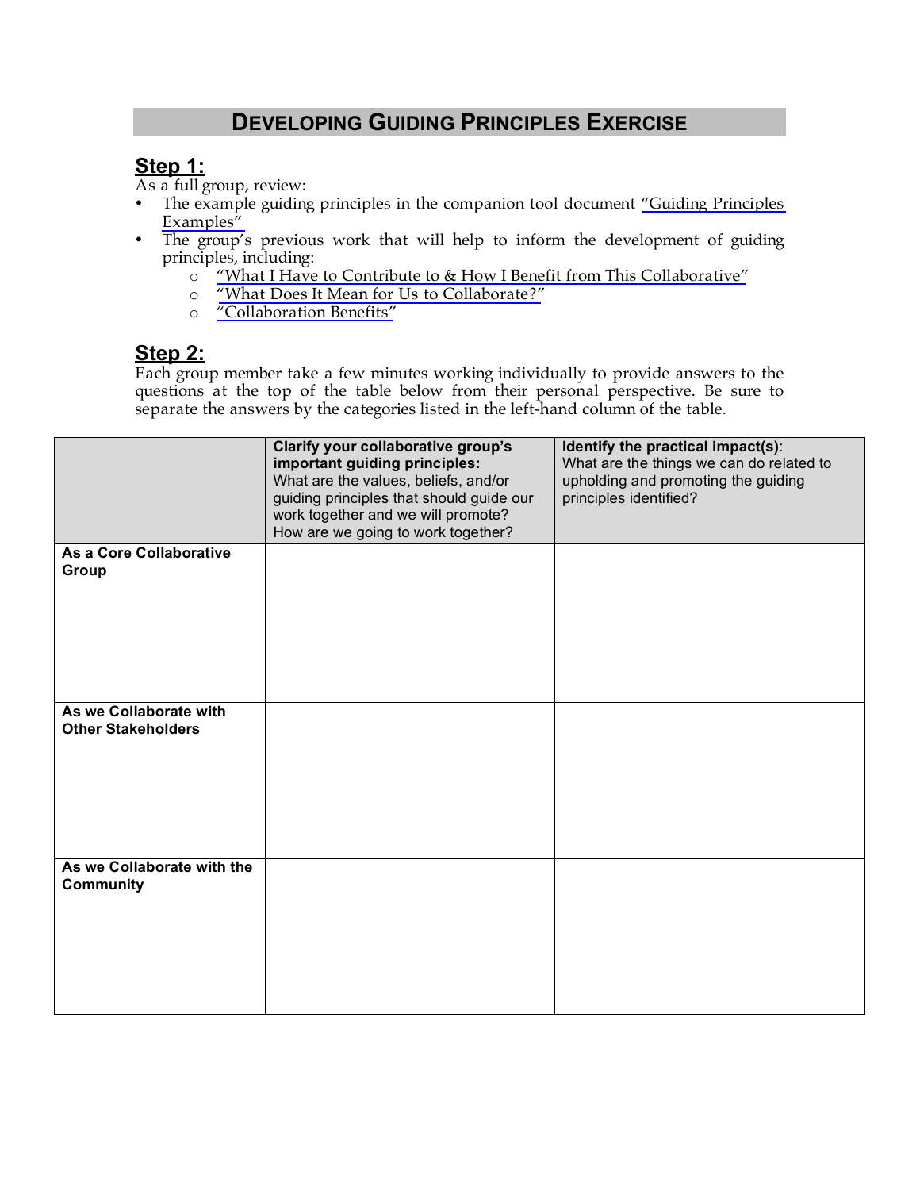# DEVELOPING GUIDING PRINCIPLES EXERCISE

## Step 1:

As a full group, review:

- The example guiding principles in the companion tool document "Guiding Principles Examples"
- The group's previous work that will help to inform the development of guiding principles, including:
  - "What I Have to Contribute to & How I Benefit from This Collaborative"
  - "What Does It Mean for Us to Collaborate?"
  - "Collaboration Benefits"

## Step 2:

Each group member take a few minutes working individually to provide answers to the questions at the top of the table below from their personal perspective. Be sure to separate the answers by the categories listed in the left-hand column of the table.

| | **Clarify your collaborative group's important guiding principles:** What are the values, beliefs, and/or guiding principles that should guide our work together and we will promote? How are we going to work together? | **Identify the practical impact(s)**: What are the things we can do related to upholding and promoting the guiding principles identified? |
|---|---|---|
| **As a Core Collaborative Group** | | |
| **As we Collaborate with Other Stakeholders** | | |
| **As we Collaborate with the Community** | | |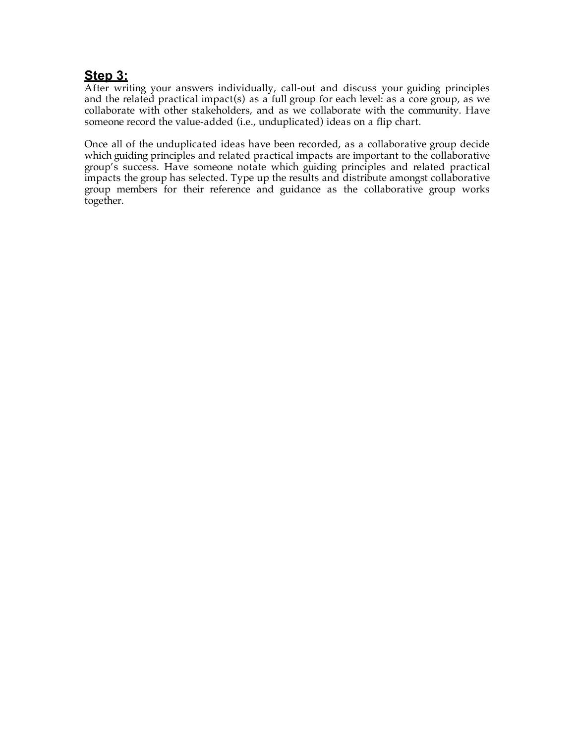## Step 3:

After writing your answers individually, call-out and discuss your guiding principles and the related practical impact(s) as a full group for each level: as a core group, as we collaborate with other stakeholders, and as we collaborate with the community. Have someone record the value-added (i.e., unduplicated) ideas on a flip chart.

Once all of the unduplicated ideas have been recorded, as a collaborative group decide which guiding principles and related practical impacts are important to the collaborative group's success. Have someone notate which guiding principles and related practical impacts the group has selected. Type up the results and distribute amongst collaborative group members for their reference and guidance as the collaborative group works together.